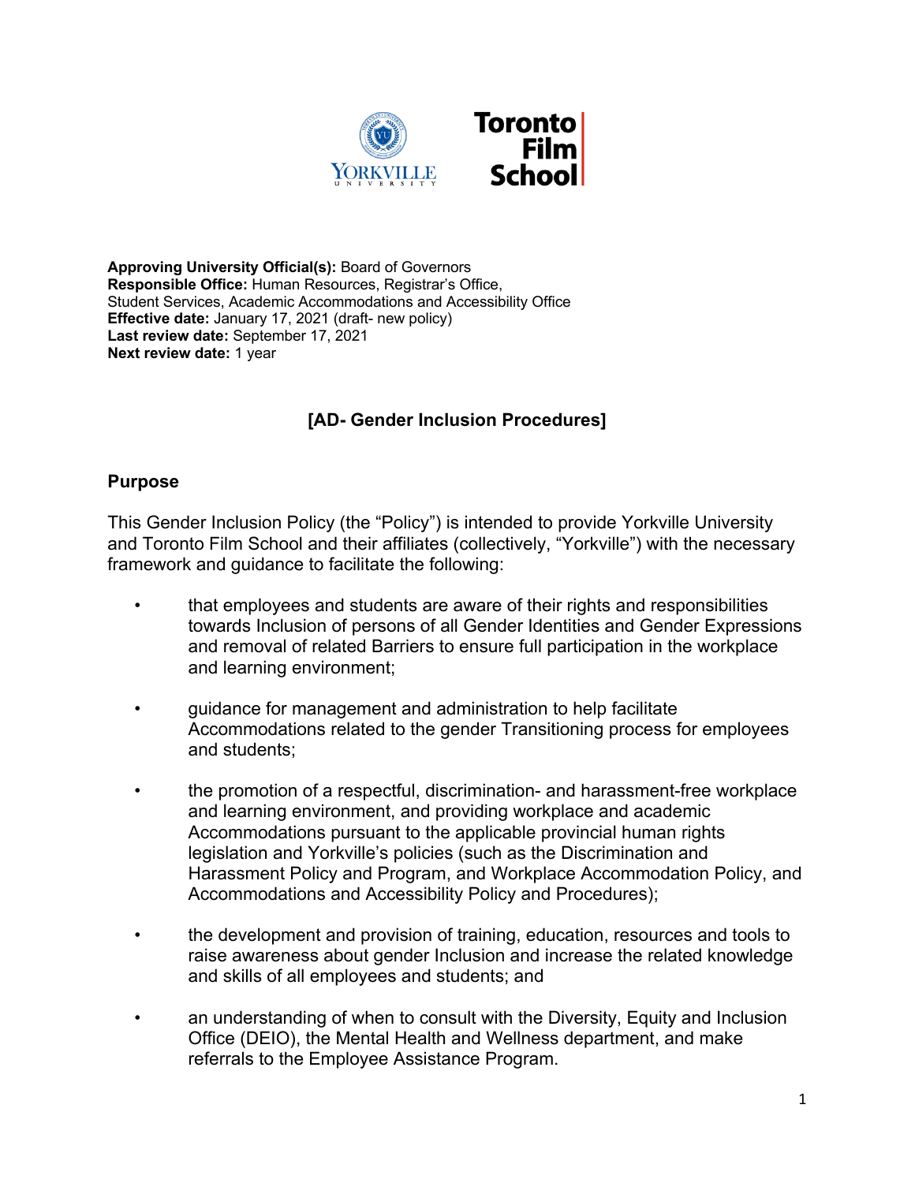**Approving University Official(s):** Board of Governors
**Responsible Office:** Human Resources, Registrar's Office, Student Services, Academic Accommodations and Accessibility Office
**Effective date:** January 17, 2021 (draft- new policy)
**Last review date:** September 17, 2021
**Next review date:** 1 year

# [AD- Gender Inclusion Procedures]

## Purpose

This Gender Inclusion Policy (the "Policy") is intended to provide Yorkville University and Toronto Film School and their affiliates (collectively, "Yorkville") with the necessary framework and guidance to facilitate the following:

- that employees and students are aware of their rights and responsibilities towards Inclusion of persons of all Gender Identities and Gender Expressions and removal of related Barriers to ensure full participation in the workplace and learning environment;
- guidance for management and administration to help facilitate Accommodations related to the gender Transitioning process for employees and students;
- the promotion of a respectful, discrimination- and harassment-free workplace and learning environment, and providing workplace and academic Accommodations pursuant to the applicable provincial human rights legislation and Yorkville's policies (such as the Discrimination and Harassment Policy and Program, and Workplace Accommodation Policy, and Accommodations and Accessibility Policy and Procedures);
- the development and provision of training, education, resources and tools to raise awareness about gender Inclusion and increase the related knowledge and skills of all employees and students; and
- an understanding of when to consult with the Diversity, Equity and Inclusion Office (DEIO), the Mental Health and Wellness department, and make referrals to the Employee Assistance Program.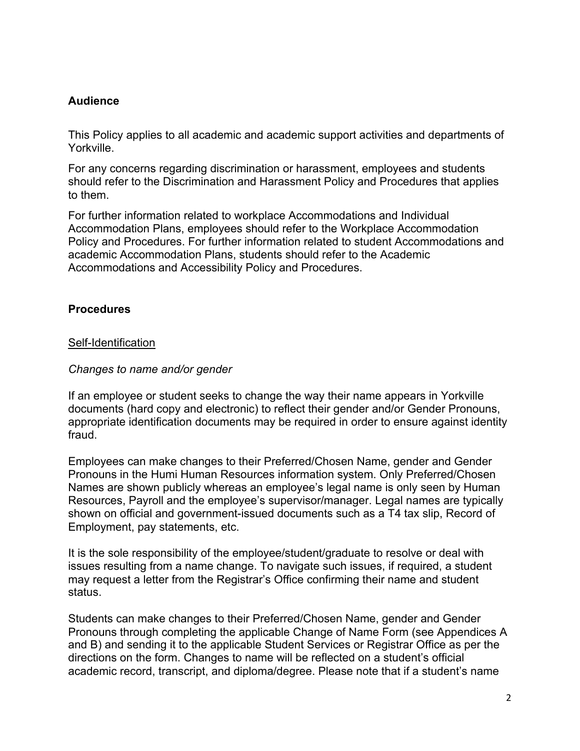## Audience

This Policy applies to all academic and academic support activities and departments of Yorkville.

For any concerns regarding discrimination or harassment, employees and students should refer to the Discrimination and Harassment Policy and Procedures that applies to them.

For further information related to workplace Accommodations and Individual Accommodation Plans, employees should refer to the Workplace Accommodation Policy and Procedures. For further information related to student Accommodations and academic Accommodation Plans, students should refer to the Academic Accommodations and Accessibility Policy and Procedures.

## Procedures

<u>Self-Identification</u>

*Changes to name and/or gender*

If an employee or student seeks to change the way their name appears in Yorkville documents (hard copy and electronic) to reflect their gender and/or Gender Pronouns, appropriate identification documents may be required in order to ensure against identity fraud.

Employees can make changes to their Preferred/Chosen Name, gender and Gender Pronouns in the Humi Human Resources information system. Only Preferred/Chosen Names are shown publicly whereas an employee's legal name is only seen by Human Resources, Payroll and the employee's supervisor/manager. Legal names are typically shown on official and government-issued documents such as a T4 tax slip, Record of Employment, pay statements, etc.

It is the sole responsibility of the employee/student/graduate to resolve or deal with issues resulting from a name change. To navigate such issues, if required, a student may request a letter from the Registrar's Office confirming their name and student status.

Students can make changes to their Preferred/Chosen Name, gender and Gender Pronouns through completing the applicable Change of Name Form (see Appendices A and B) and sending it to the applicable Student Services or Registrar Office as per the directions on the form. Changes to name will be reflected on a student's official academic record, transcript, and diploma/degree. Please note that if a student's name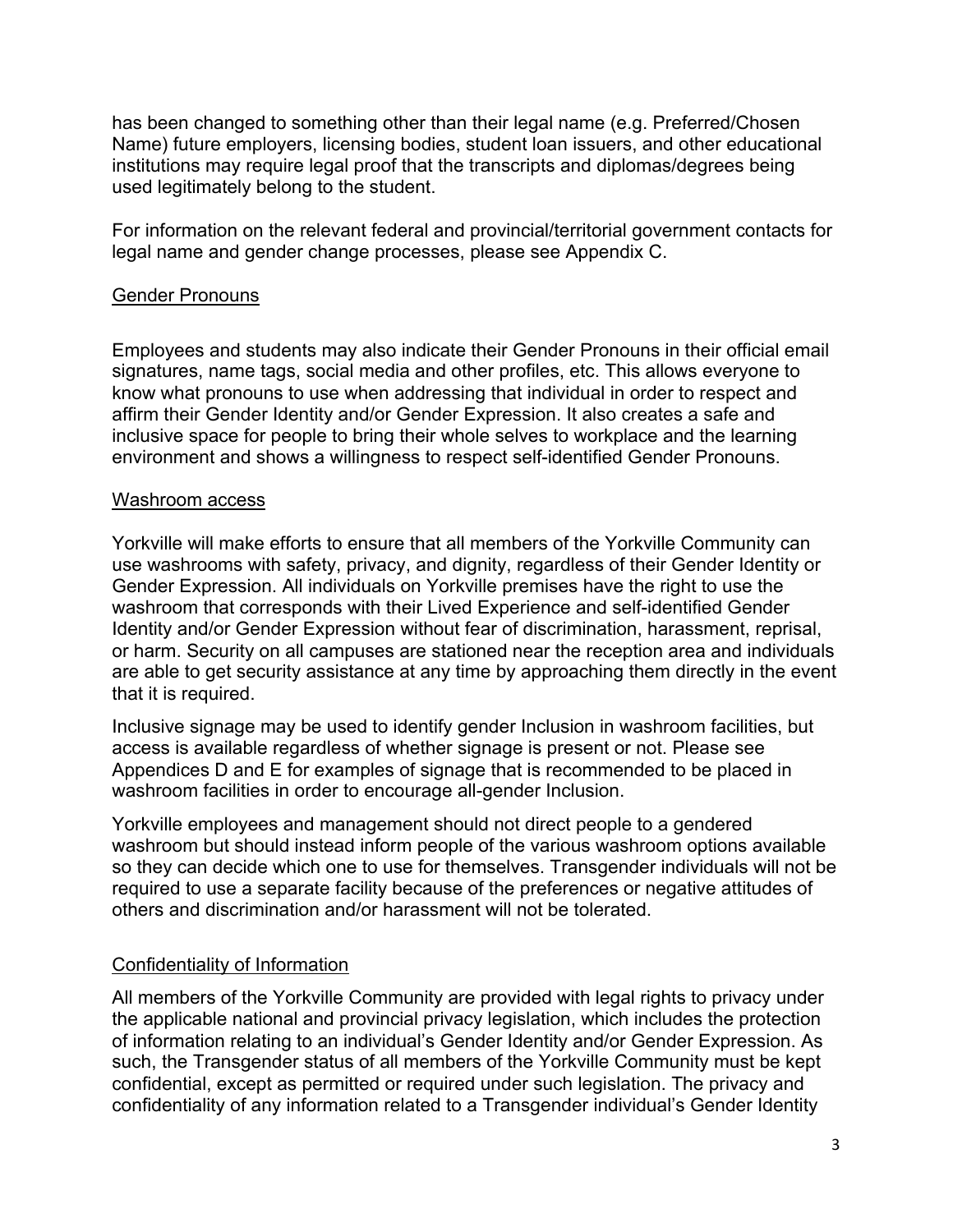has been changed to something other than their legal name (e.g. Preferred/Chosen Name) future employers, licensing bodies, student loan issuers, and other educational institutions may require legal proof that the transcripts and diplomas/degrees being used legitimately belong to the student.

For information on the relevant federal and provincial/territorial government contacts for legal name and gender change processes, please see Appendix C.

## Gender Pronouns

Employees and students may also indicate their Gender Pronouns in their official email signatures, name tags, social media and other profiles, etc. This allows everyone to know what pronouns to use when addressing that individual in order to respect and affirm their Gender Identity and/or Gender Expression. It also creates a safe and inclusive space for people to bring their whole selves to workplace and the learning environment and shows a willingness to respect self-identified Gender Pronouns.

## Washroom access

Yorkville will make efforts to ensure that all members of the Yorkville Community can use washrooms with safety, privacy, and dignity, regardless of their Gender Identity or Gender Expression. All individuals on Yorkville premises have the right to use the washroom that corresponds with their Lived Experience and self-identified Gender Identity and/or Gender Expression without fear of discrimination, harassment, reprisal, or harm. Security on all campuses are stationed near the reception area and individuals are able to get security assistance at any time by approaching them directly in the event that it is required.

Inclusive signage may be used to identify gender Inclusion in washroom facilities, but access is available regardless of whether signage is present or not. Please see Appendices D and E for examples of signage that is recommended to be placed in washroom facilities in order to encourage all-gender Inclusion.

Yorkville employees and management should not direct people to a gendered washroom but should instead inform people of the various washroom options available so they can decide which one to use for themselves. Transgender individuals will not be required to use a separate facility because of the preferences or negative attitudes of others and discrimination and/or harassment will not be tolerated.

## Confidentiality of Information

All members of the Yorkville Community are provided with legal rights to privacy under the applicable national and provincial privacy legislation, which includes the protection of information relating to an individual's Gender Identity and/or Gender Expression. As such, the Transgender status of all members of the Yorkville Community must be kept confidential, except as permitted or required under such legislation. The privacy and confidentiality of any information related to a Transgender individual's Gender Identity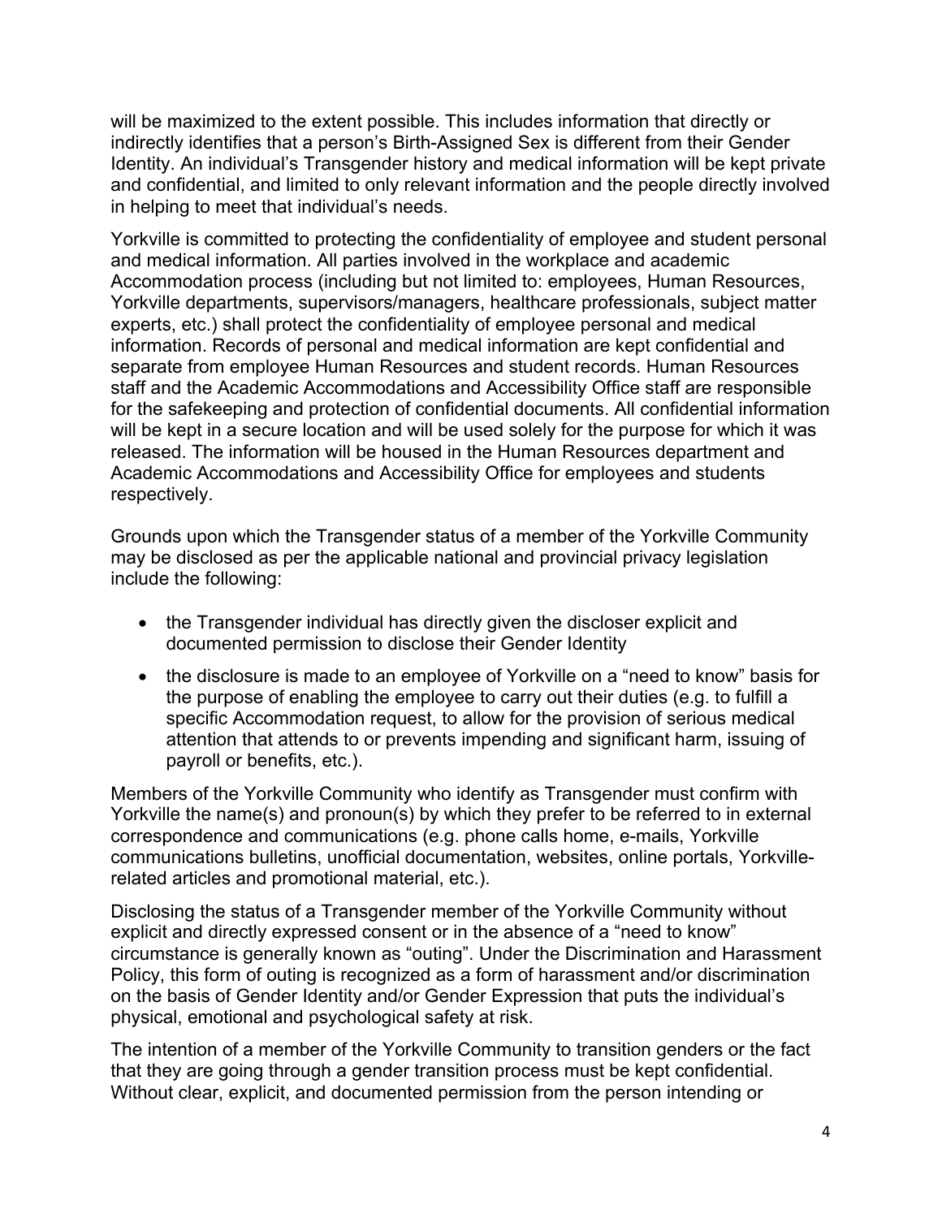will be maximized to the extent possible. This includes information that directly or indirectly identifies that a person's Birth-Assigned Sex is different from their Gender Identity. An individual's Transgender history and medical information will be kept private and confidential, and limited to only relevant information and the people directly involved in helping to meet that individual's needs.

Yorkville is committed to protecting the confidentiality of employee and student personal and medical information. All parties involved in the workplace and academic Accommodation process (including but not limited to: employees, Human Resources, Yorkville departments, supervisors/managers, healthcare professionals, subject matter experts, etc.) shall protect the confidentiality of employee personal and medical information. Records of personal and medical information are kept confidential and separate from employee Human Resources and student records. Human Resources staff and the Academic Accommodations and Accessibility Office staff are responsible for the safekeeping and protection of confidential documents. All confidential information will be kept in a secure location and will be used solely for the purpose for which it was released. The information will be housed in the Human Resources department and Academic Accommodations and Accessibility Office for employees and students respectively.

Grounds upon which the Transgender status of a member of the Yorkville Community may be disclosed as per the applicable national and provincial privacy legislation include the following:

- the Transgender individual has directly given the discloser explicit and documented permission to disclose their Gender Identity
- the disclosure is made to an employee of Yorkville on a "need to know" basis for the purpose of enabling the employee to carry out their duties (e.g. to fulfill a specific Accommodation request, to allow for the provision of serious medical attention that attends to or prevents impending and significant harm, issuing of payroll or benefits, etc.).

Members of the Yorkville Community who identify as Transgender must confirm with Yorkville the name(s) and pronoun(s) by which they prefer to be referred to in external correspondence and communications (e.g. phone calls home, e-mails, Yorkville communications bulletins, unofficial documentation, websites, online portals, Yorkville-related articles and promotional material, etc.).

Disclosing the status of a Transgender member of the Yorkville Community without explicit and directly expressed consent or in the absence of a "need to know" circumstance is generally known as "outing". Under the Discrimination and Harassment Policy, this form of outing is recognized as a form of harassment and/or discrimination on the basis of Gender Identity and/or Gender Expression that puts the individual's physical, emotional and psychological safety at risk.

The intention of a member of the Yorkville Community to transition genders or the fact that they are going through a gender transition process must be kept confidential. Without clear, explicit, and documented permission from the person intending or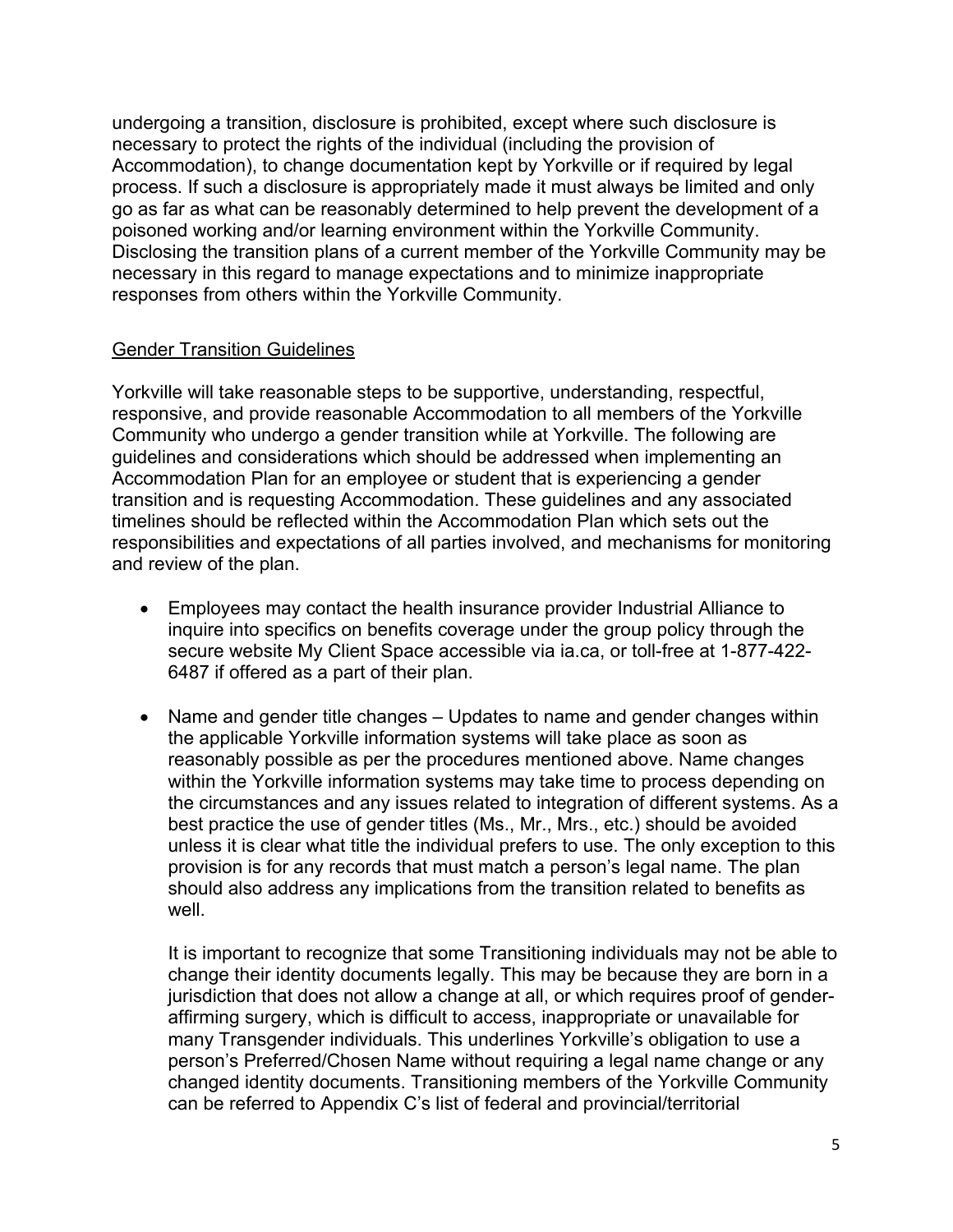undergoing a transition, disclosure is prohibited, except where such disclosure is necessary to protect the rights of the individual (including the provision of Accommodation), to change documentation kept by Yorkville or if required by legal process. If such a disclosure is appropriately made it must always be limited and only go as far as what can be reasonably determined to help prevent the development of a poisoned working and/or learning environment within the Yorkville Community. Disclosing the transition plans of a current member of the Yorkville Community may be necessary in this regard to manage expectations and to minimize inappropriate responses from others within the Yorkville Community.

<u>Gender Transition Guidelines</u>

Yorkville will take reasonable steps to be supportive, understanding, respectful, responsive, and provide reasonable Accommodation to all members of the Yorkville Community who undergo a gender transition while at Yorkville. The following are guidelines and considerations which should be addressed when implementing an Accommodation Plan for an employee or student that is experiencing a gender transition and is requesting Accommodation. These guidelines and any associated timelines should be reflected within the Accommodation Plan which sets out the responsibilities and expectations of all parties involved, and mechanisms for monitoring and review of the plan.

- Employees may contact the health insurance provider Industrial Alliance to inquire into specifics on benefits coverage under the group policy through the secure website My Client Space accessible via ia.ca, or toll-free at 1-877-422-6487 if offered as a part of their plan.

- Name and gender title changes – Updates to name and gender changes within the applicable Yorkville information systems will take place as soon as reasonably possible as per the procedures mentioned above. Name changes within the Yorkville information systems may take time to process depending on the circumstances and any issues related to integration of different systems. As a best practice the use of gender titles (Ms., Mr., Mrs., etc.) should be avoided unless it is clear what title the individual prefers to use. The only exception to this provision is for any records that must match a person's legal name. The plan should also address any implications from the transition related to benefits as well.

  It is important to recognize that some Transitioning individuals may not be able to change their identity documents legally. This may be because they are born in a jurisdiction that does not allow a change at all, or which requires proof of gender-affirming surgery, which is difficult to access, inappropriate or unavailable for many Transgender individuals. This underlines Yorkville's obligation to use a person's Preferred/Chosen Name without requiring a legal name change or any changed identity documents. Transitioning members of the Yorkville Community can be referred to Appendix C's list of federal and provincial/territorial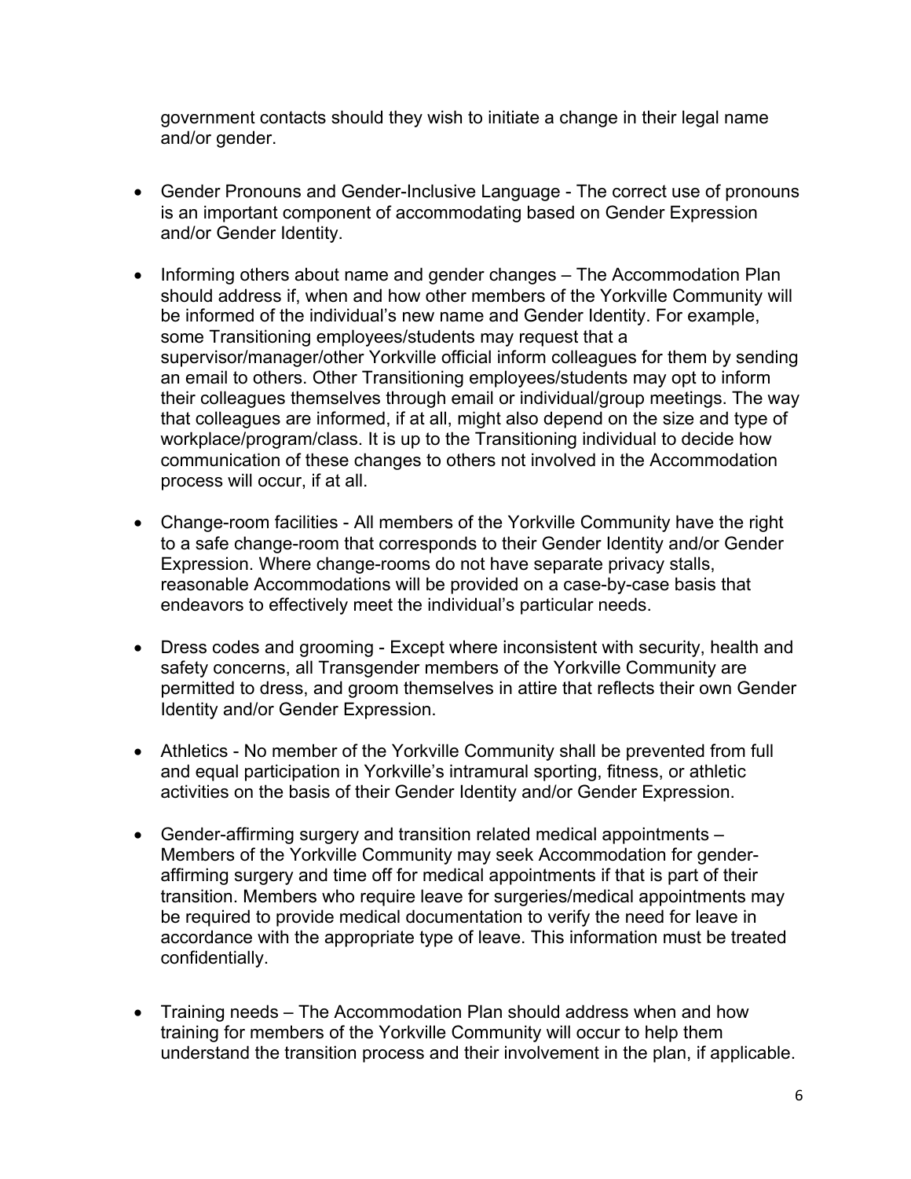government contacts should they wish to initiate a change in their legal name and/or gender.

- Gender Pronouns and Gender-Inclusive Language - The correct use of pronouns is an important component of accommodating based on Gender Expression and/or Gender Identity.

- Informing others about name and gender changes – The Accommodation Plan should address if, when and how other members of the Yorkville Community will be informed of the individual's new name and Gender Identity. For example, some Transitioning employees/students may request that a supervisor/manager/other Yorkville official inform colleagues for them by sending an email to others. Other Transitioning employees/students may opt to inform their colleagues themselves through email or individual/group meetings. The way that colleagues are informed, if at all, might also depend on the size and type of workplace/program/class. It is up to the Transitioning individual to decide how communication of these changes to others not involved in the Accommodation process will occur, if at all.

- Change-room facilities - All members of the Yorkville Community have the right to a safe change-room that corresponds to their Gender Identity and/or Gender Expression. Where change-rooms do not have separate privacy stalls, reasonable Accommodations will be provided on a case-by-case basis that endeavors to effectively meet the individual's particular needs.

- Dress codes and grooming - Except where inconsistent with security, health and safety concerns, all Transgender members of the Yorkville Community are permitted to dress, and groom themselves in attire that reflects their own Gender Identity and/or Gender Expression.

- Athletics - No member of the Yorkville Community shall be prevented from full and equal participation in Yorkville's intramural sporting, fitness, or athletic activities on the basis of their Gender Identity and/or Gender Expression.

- Gender-affirming surgery and transition related medical appointments – Members of the Yorkville Community may seek Accommodation for gender-affirming surgery and time off for medical appointments if that is part of their transition. Members who require leave for surgeries/medical appointments may be required to provide medical documentation to verify the need for leave in accordance with the appropriate type of leave. This information must be treated confidentially.

- Training needs – The Accommodation Plan should address when and how training for members of the Yorkville Community will occur to help them understand the transition process and their involvement in the plan, if applicable.